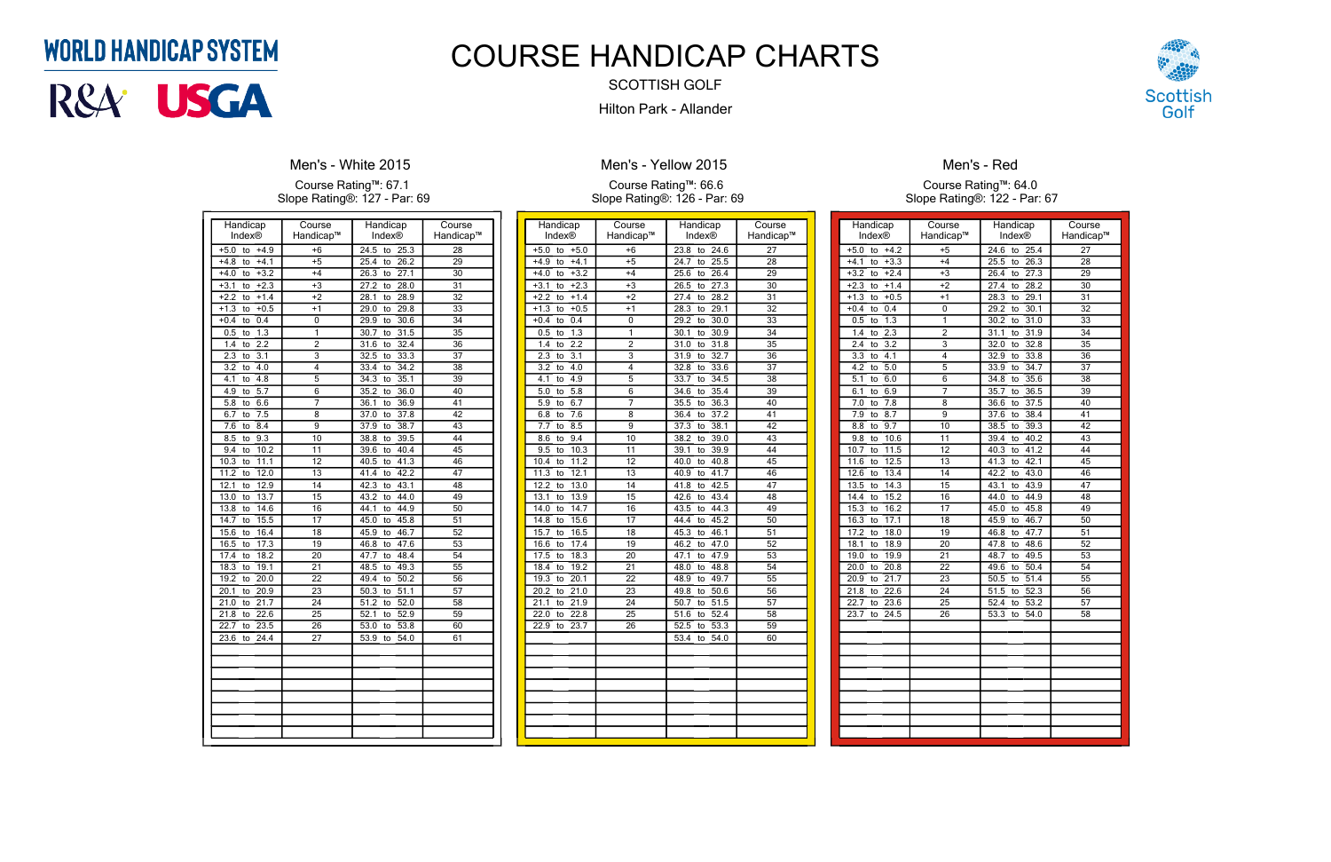WORLD HANDICAP SYSTEM

R&A USGA

# COURSE HANDICAP CHARTS

SCOTTISH GOLF

Hilton Park - Allander

Scottish Golf

## Men's - White 2015

Course Rating™: 67.1
Slope Rating®: 127 - Par: 69

| Handicap Index® | Course Handicap™ | Handicap Index® | Course Handicap™ |
|---|---|---|---|
| +5.0 to +4.9 | +6 | 24.5 to 25.3 | 28 |
| +4.8 to +4.1 | +5 | 25.4 to 26.2 | 29 |
| +4.0 to +3.2 | +4 | 26.3 to 27.1 | 30 |
| +3.1 to +2.3 | +3 | 27.2 to 28.0 | 31 |
| +2.2 to +1.4 | +2 | 28.1 to 28.9 | 32 |
| +1.3 to +0.5 | +1 | 29.0 to 29.8 | 33 |
| +0.4 to 0.4 | 0 | 29.9 to 30.6 | 34 |
| 0.5 to 1.3 | 1 | 30.7 to 31.5 | 35 |
| 1.4 to 2.2 | 2 | 31.6 to 32.4 | 36 |
| 2.3 to 3.1 | 3 | 32.5 to 33.3 | 37 |
| 3.2 to 4.0 | 4 | 33.4 to 34.2 | 38 |
| 4.1 to 4.8 | 5 | 34.3 to 35.1 | 39 |
| 4.9 to 5.7 | 6 | 35.2 to 36.0 | 40 |
| 5.8 to 6.6 | 7 | 36.1 to 36.9 | 41 |
| 6.7 to 7.5 | 8 | 37.0 to 37.8 | 42 |
| 7.6 to 8.4 | 9 | 37.9 to 38.7 | 43 |
| 8.5 to 9.3 | 10 | 38.8 to 39.5 | 44 |
| 9.4 to 10.2 | 11 | 39.6 to 40.4 | 45 |
| 10.3 to 11.1 | 12 | 40.5 to 41.3 | 46 |
| 11.2 to 12.0 | 13 | 41.4 to 42.2 | 47 |
| 12.1 to 12.9 | 14 | 42.3 to 43.1 | 48 |
| 13.0 to 13.7 | 15 | 43.2 to 44.0 | 49 |
| 13.8 to 14.6 | 16 | 44.1 to 44.9 | 50 |
| 14.7 to 15.5 | 17 | 45.0 to 45.8 | 51 |
| 15.6 to 16.4 | 18 | 45.9 to 46.7 | 52 |
| 16.5 to 17.3 | 19 | 46.8 to 47.6 | 53 |
| 17.4 to 18.2 | 20 | 47.7 to 48.4 | 54 |
| 18.3 to 19.1 | 21 | 48.5 to 49.3 | 55 |
| 19.2 to 20.0 | 22 | 49.4 to 50.2 | 56 |
| 20.1 to 20.9 | 23 | 50.3 to 51.1 | 57 |
| 21.0 to 21.7 | 24 | 51.2 to 52.0 | 58 |
| 21.8 to 22.6 | 25 | 52.1 to 52.9 | 59 |
| 22.7 to 23.5 | 26 | 53.0 to 53.8 | 60 |
| 23.6 to 24.4 | 27 | 53.9 to 54.0 | 61 |

## Men's - Yellow 2015

Course Rating™: 66.6
Slope Rating®: 126 - Par: 69

| Handicap Index® | Course Handicap™ | Handicap Index® | Course Handicap™ |
|---|---|---|---|
| +5.0 to +5.0 | +6 | 23.8 to 24.6 | 27 |
| +4.9 to +4.1 | +5 | 24.7 to 25.5 | 28 |
| +4.0 to +3.2 | +4 | 25.6 to 26.4 | 29 |
| +3.1 to +2.3 | +3 | 26.5 to 27.3 | 30 |
| +2.2 to +1.4 | +2 | 27.4 to 28.2 | 31 |
| +1.3 to +0.5 | +1 | 28.3 to 29.1 | 32 |
| +0.4 to 0.4 | 0 | 29.2 to 30.0 | 33 |
| 0.5 to 1.3 | 1 | 30.1 to 30.9 | 34 |
| 1.4 to 2.2 | 2 | 31.0 to 31.8 | 35 |
| 2.3 to 3.1 | 3 | 31.9 to 32.7 | 36 |
| 3.2 to 4.0 | 4 | 32.8 to 33.6 | 37 |
| 4.1 to 4.9 | 5 | 33.7 to 34.5 | 38 |
| 5.0 to 5.8 | 6 | 34.6 to 35.4 | 39 |
| 5.9 to 6.7 | 7 | 35.5 to 36.3 | 40 |
| 6.8 to 7.6 | 8 | 36.4 to 37.2 | 41 |
| 7.7 to 8.5 | 9 | 37.3 to 38.1 | 42 |
| 8.6 to 9.4 | 10 | 38.2 to 39.0 | 43 |
| 9.5 to 10.3 | 11 | 39.1 to 39.9 | 44 |
| 10.4 to 11.2 | 12 | 40.0 to 40.8 | 45 |
| 11.3 to 12.1 | 13 | 40.9 to 41.7 | 46 |
| 12.2 to 13.0 | 14 | 41.8 to 42.5 | 47 |
| 13.1 to 13.9 | 15 | 42.6 to 43.4 | 48 |
| 14.0 to 14.7 | 16 | 43.5 to 44.3 | 49 |
| 14.8 to 15.6 | 17 | 44.4 to 45.2 | 50 |
| 15.7 to 16.5 | 18 | 45.3 to 46.1 | 51 |
| 16.6 to 17.4 | 19 | 46.2 to 47.0 | 52 |
| 17.5 to 18.3 | 20 | 47.1 to 47.9 | 53 |
| 18.4 to 19.2 | 21 | 48.0 to 48.8 | 54 |
| 19.3 to 20.1 | 22 | 48.9 to 49.7 | 55 |
| 20.2 to 21.0 | 23 | 49.8 to 50.6 | 56 |
| 21.1 to 21.9 | 24 | 50.7 to 51.5 | 57 |
| 22.0 to 22.8 | 25 | 51.6 to 52.4 | 58 |
| 22.9 to 23.7 | 26 | 52.5 to 53.3 | 59 |
| | | 53.4 to 54.0 | 60 |

## Men's - Red

Course Rating™: 64.0
Slope Rating®: 122 - Par: 67

| Handicap Index® | Course Handicap™ | Handicap Index® | Course Handicap™ |
|---|---|---|---|
| +5.0 to +4.2 | +5 | 24.6 to 25.4 | 27 |
| +4.1 to +3.3 | +4 | 25.5 to 26.3 | 28 |
| +3.2 to +2.4 | +3 | 26.4 to 27.3 | 29 |
| +2.3 to +1.4 | +2 | 27.4 to 28.2 | 30 |
| +1.3 to +0.5 | +1 | 28.3 to 29.1 | 31 |
| +0.4 to 0.4 | 0 | 29.2 to 30.1 | 32 |
| 0.5 to 1.3 | 1 | 30.2 to 31.0 | 33 |
| 1.4 to 2.3 | 2 | 31.1 to 31.9 | 34 |
| 2.4 to 3.2 | 3 | 32.0 to 32.8 | 35 |
| 3.3 to 4.1 | 4 | 32.9 to 33.8 | 36 |
| 4.2 to 5.0 | 5 | 33.9 to 34.7 | 37 |
| 5.1 to 6.0 | 6 | 34.8 to 35.6 | 38 |
| 6.1 to 6.9 | 7 | 35.7 to 36.5 | 39 |
| 7.0 to 7.8 | 8 | 36.6 to 37.5 | 40 |
| 7.9 to 8.7 | 9 | 37.6 to 38.4 | 41 |
| 8.8 to 9.7 | 10 | 38.5 to 39.3 | 42 |
| 9.8 to 10.6 | 11 | 39.4 to 40.2 | 43 |
| 10.7 to 11.5 | 12 | 40.3 to 41.2 | 44 |
| 11.6 to 12.5 | 13 | 41.3 to 42.1 | 45 |
| 12.6 to 13.4 | 14 | 42.2 to 43.0 | 46 |
| 13.5 to 14.3 | 15 | 43.1 to 43.9 | 47 |
| 14.4 to 15.2 | 16 | 44.0 to 44.9 | 48 |
| 15.3 to 16.2 | 17 | 45.0 to 45.8 | 49 |
| 16.3 to 17.1 | 18 | 45.9 to 46.7 | 50 |
| 17.2 to 18.0 | 19 | 46.8 to 47.7 | 51 |
| 18.1 to 18.9 | 20 | 47.8 to 48.6 | 52 |
| 19.0 to 19.9 | 21 | 48.7 to 49.5 | 53 |
| 20.0 to 20.8 | 22 | 49.6 to 50.4 | 54 |
| 20.9 to 21.7 | 23 | 50.5 to 51.4 | 55 |
| 21.8 to 22.6 | 24 | 51.5 to 52.3 | 56 |
| 22.7 to 23.6 | 25 | 52.4 to 53.2 | 57 |
| 23.7 to 24.5 | 26 | 53.3 to 54.0 | 58 |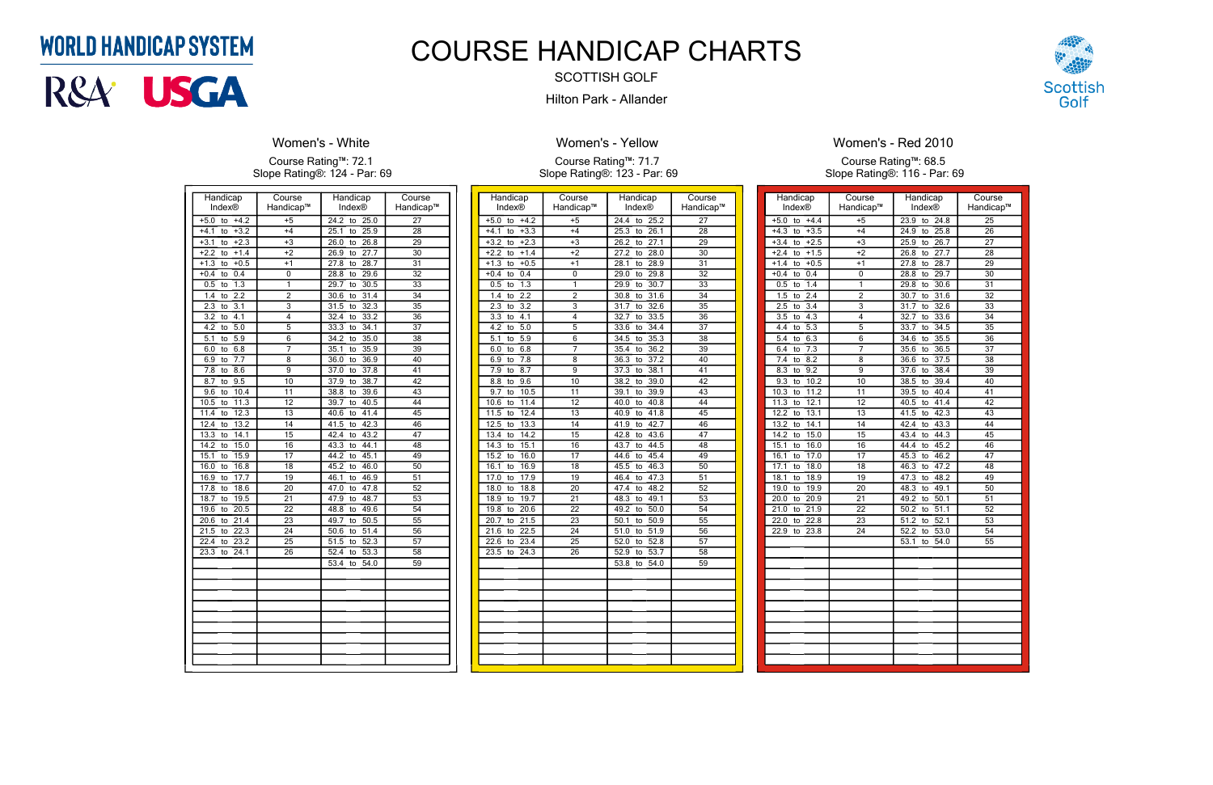# COURSE HANDICAP CHARTS

SCOTTISH GOLF

Hilton Park - Allander

WORLD HANDICAP SYSTEM

R&A USGA

Scottish Golf

## Women's - White

Course Rating™: 72.1
Slope Rating®: 124 - Par: 69

| Handicap Index® | Course Handicap™ | Handicap Index® | Course Handicap™ |
|---|---|---|---|
| +5.0 to +4.2 | +5 | 24.2 to 25.0 | 27 |
| +4.1 to +3.2 | +4 | 25.1 to 25.9 | 28 |
| +3.1 to +2.3 | +3 | 26.0 to 26.8 | 29 |
| +2.2 to +1.4 | +2 | 26.9 to 27.7 | 30 |
| +1.3 to +0.5 | +1 | 27.8 to 28.7 | 31 |
| +0.4 to 0.4 | 0 | 28.8 to 29.6 | 32 |
| 0.5 to 1.3 | 1 | 29.7 to 30.5 | 33 |
| 1.4 to 2.2 | 2 | 30.6 to 31.4 | 34 |
| 2.3 to 3.1 | 3 | 31.5 to 32.3 | 35 |
| 3.2 to 4.1 | 4 | 32.4 to 33.2 | 36 |
| 4.2 to 5.0 | 5 | 33.3 to 34.1 | 37 |
| 5.1 to 5.9 | 6 | 34.2 to 35.0 | 38 |
| 6.0 to 6.8 | 7 | 35.1 to 35.9 | 39 |
| 6.9 to 7.7 | 8 | 36.0 to 36.9 | 40 |
| 7.8 to 8.6 | 9 | 37.0 to 37.8 | 41 |
| 8.7 to 9.5 | 10 | 37.9 to 38.7 | 42 |
| 9.6 to 10.4 | 11 | 38.8 to 39.6 | 43 |
| 10.5 to 11.3 | 12 | 39.7 to 40.5 | 44 |
| 11.4 to 12.3 | 13 | 40.6 to 41.4 | 45 |
| 12.4 to 13.2 | 14 | 41.5 to 42.3 | 46 |
| 13.3 to 14.1 | 15 | 42.4 to 43.2 | 47 |
| 14.2 to 15.0 | 16 | 43.3 to 44.1 | 48 |
| 15.1 to 15.9 | 17 | 44.2 to 45.1 | 49 |
| 16.0 to 16.8 | 18 | 45.2 to 46.0 | 50 |
| 16.9 to 17.7 | 19 | 46.1 to 46.9 | 51 |
| 17.8 to 18.6 | 20 | 47.0 to 47.8 | 52 |
| 18.7 to 19.5 | 21 | 47.9 to 48.7 | 53 |
| 19.6 to 20.5 | 22 | 48.8 to 49.6 | 54 |
| 20.6 to 21.4 | 23 | 49.7 to 50.5 | 55 |
| 21.5 to 22.3 | 24 | 50.6 to 51.4 | 56 |
| 22.4 to 23.2 | 25 | 51.5 to 52.3 | 57 |
| 23.3 to 24.1 | 26 | 52.4 to 53.3 | 58 |
| | | 53.4 to 54.0 | 59 |

## Women's - Yellow

Course Rating™: 71.7
Slope Rating®: 123 - Par: 69

| Handicap Index® | Course Handicap™ | Handicap Index® | Course Handicap™ |
|---|---|---|---|
| +5.0 to +4.2 | +5 | 24.4 to 25.2 | 27 |
| +4.1 to +3.3 | +4 | 25.3 to 26.1 | 28 |
| +3.2 to +2.3 | +3 | 26.2 to 27.1 | 29 |
| +2.2 to +1.4 | +2 | 27.2 to 28.0 | 30 |
| +1.3 to +0.5 | +1 | 28.1 to 28.9 | 31 |
| +0.4 to 0.4 | 0 | 29.0 to 29.8 | 32 |
| 0.5 to 1.3 | 1 | 29.9 to 30.7 | 33 |
| 1.4 to 2.2 | 2 | 30.8 to 31.6 | 34 |
| 2.3 to 3.2 | 3 | 31.7 to 32.6 | 35 |
| 3.3 to 4.1 | 4 | 32.7 to 33.5 | 36 |
| 4.2 to 5.0 | 5 | 33.6 to 34.4 | 37 |
| 5.1 to 5.9 | 6 | 34.5 to 35.3 | 38 |
| 6.0 to 6.8 | 7 | 35.4 to 36.2 | 39 |
| 6.9 to 7.8 | 8 | 36.3 to 37.2 | 40 |
| 7.9 to 8.7 | 9 | 37.3 to 38.1 | 41 |
| 8.8 to 9.6 | 10 | 38.2 to 39.0 | 42 |
| 9.7 to 10.5 | 11 | 39.1 to 39.9 | 43 |
| 10.6 to 11.4 | 12 | 40.0 to 40.8 | 44 |
| 11.5 to 12.4 | 13 | 40.9 to 41.8 | 45 |
| 12.5 to 13.3 | 14 | 41.9 to 42.7 | 46 |
| 13.4 to 14.2 | 15 | 42.8 to 43.6 | 47 |
| 14.3 to 15.1 | 16 | 43.7 to 44.5 | 48 |
| 15.2 to 16.0 | 17 | 44.6 to 45.4 | 49 |
| 16.1 to 16.9 | 18 | 45.5 to 46.3 | 50 |
| 17.0 to 17.9 | 19 | 46.4 to 47.3 | 51 |
| 18.0 to 18.8 | 20 | 47.4 to 48.2 | 52 |
| 18.9 to 19.7 | 21 | 48.3 to 49.1 | 53 |
| 19.8 to 20.6 | 22 | 49.2 to 50.0 | 54 |
| 20.7 to 21.5 | 23 | 50.1 to 50.9 | 55 |
| 21.6 to 22.5 | 24 | 51.0 to 51.9 | 56 |
| 22.6 to 23.4 | 25 | 52.0 to 52.8 | 57 |
| 23.5 to 24.3 | 26 | 52.9 to 53.7 | 58 |
| | | 53.8 to 54.0 | 59 |

## Women's - Red 2010

Course Rating™: 68.5
Slope Rating®: 116 - Par: 69

| Handicap Index® | Course Handicap™ | Handicap Index® | Course Handicap™ |
|---|---|---|---|
| +5.0 to +4.4 | +5 | 23.9 to 24.8 | 25 |
| +4.3 to +3.5 | +4 | 24.9 to 25.8 | 26 |
| +3.4 to +2.5 | +3 | 25.9 to 26.7 | 27 |
| +2.4 to +1.5 | +2 | 26.8 to 27.7 | 28 |
| +1.4 to +0.5 | +1 | 27.8 to 28.7 | 29 |
| +0.4 to 0.4 | 0 | 28.8 to 29.7 | 30 |
| 0.5 to 1.4 | 1 | 29.8 to 30.6 | 31 |
| 1.5 to 2.4 | 2 | 30.7 to 31.6 | 32 |
| 2.5 to 3.4 | 3 | 31.7 to 32.6 | 33 |
| 3.5 to 4.3 | 4 | 32.7 to 33.6 | 34 |
| 4.4 to 5.3 | 5 | 33.7 to 34.5 | 35 |
| 5.4 to 6.3 | 6 | 34.6 to 35.5 | 36 |
| 6.4 to 7.3 | 7 | 35.6 to 36.5 | 37 |
| 7.4 to 8.2 | 8 | 36.6 to 37.5 | 38 |
| 8.3 to 9.2 | 9 | 37.6 to 38.4 | 39 |
| 9.3 to 10.2 | 10 | 38.5 to 39.4 | 40 |
| 10.3 to 11.2 | 11 | 39.5 to 40.4 | 41 |
| 11.3 to 12.1 | 12 | 40.5 to 41.4 | 42 |
| 12.2 to 13.1 | 13 | 41.5 to 42.3 | 43 |
| 13.2 to 14.1 | 14 | 42.4 to 43.3 | 44 |
| 14.2 to 15.0 | 15 | 43.4 to 44.3 | 45 |
| 15.1 to 16.0 | 16 | 44.4 to 45.2 | 46 |
| 16.1 to 17.0 | 17 | 45.3 to 46.2 | 47 |
| 17.1 to 18.0 | 18 | 46.3 to 47.2 | 48 |
| 18.1 to 18.9 | 19 | 47.3 to 48.2 | 49 |
| 19.0 to 19.9 | 20 | 48.3 to 49.1 | 50 |
| 20.0 to 20.9 | 21 | 49.2 to 50.1 | 51 |
| 21.0 to 21.9 | 22 | 50.2 to 51.1 | 52 |
| 22.0 to 22.8 | 23 | 51.2 to 52.1 | 53 |
| 22.9 to 23.8 | 24 | 52.2 to 53.0 | 54 |
| | | 53.1 to 54.0 | 55 |